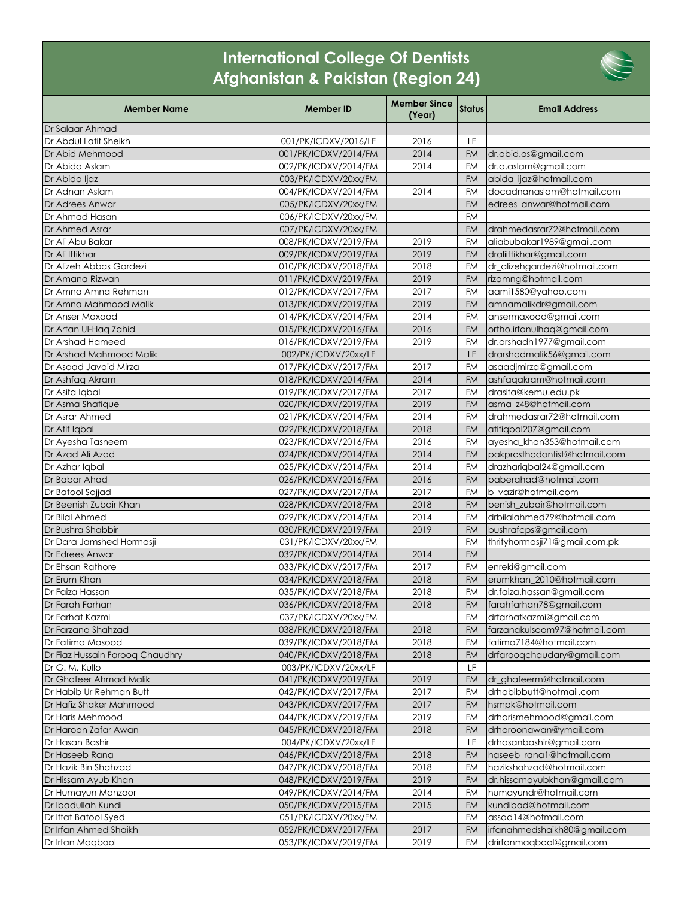# International College Of Dentists
## Afghanistan & Pakistan (Region 24)

| Member Name | Member ID | Member Since (Year) | Status | Email Address |
|---|---|---|---|---|
| Dr Salaar Ahmad | | | | |
| Dr Abdul Latif Sheikh | 001/PK/ICDXV/2016/LF | 2016 | LF | |
| Dr Abid Mehmood | 001/PK/ICDXV/2014/FM | 2014 | FM | dr.abid.os@gmail.com |
| Dr Abida Aslam | 002/PK/ICDXV/2014/FM | 2014 | FM | dr.a.aslam@gmail.com |
| Dr Abida Ijaz | 003/PK/ICDXV/20xx/FM | | FM | abida_ijaz@hotmail.com |
| Dr Adnan Aslam | 004/PK/ICDXV/2014/FM | 2014 | FM | docadnanaslam@hotmail.com |
| Dr Adrees Anwar | 005/PK/ICDXV/20xx/FM | | FM | edrees_anwar@hotmail.com |
| Dr Ahmad Hasan | 006/PK/ICDXV/20xx/FM | | FM | |
| Dr Ahmed Asrar | 007/PK/ICDXV/20xx/FM | | FM | drahmedasrar72@hotmail.com |
| Dr Ali Abu Bakar | 008/PK/ICDXV/2019/FM | 2019 | FM | aliabubakar1989@gmail.com |
| Dr Ali Iftikhar | 009/PK/ICDXV/2019/FM | 2019 | FM | draliiftikhar@gmail.com |
| Dr Alizeh Abbas Gardezi | 010/PK/ICDXV/2018/FM | 2018 | FM | dr_alizehgardezi@hotmail.com |
| Dr Amana Rizwan | 011/PK/ICDXV/2019/FM | 2019 | FM | rizamng@hotmail.com |
| Dr Amna Amna Rehman | 012/PK/ICDXV/2017/FM | 2017 | FM | aami1580@yahoo.com |
| Dr Amna Mahmood Malik | 013/PK/ICDXV/2019/FM | 2019 | FM | amnamalikdr@gmail.com |
| Dr Anser Maxood | 014/PK/ICDXV/2014/FM | 2014 | FM | ansermaxood@gmail.com |
| Dr Arfan Ul-Haq Zahid | 015/PK/ICDXV/2016/FM | 2016 | FM | ortho.irfanulhaq@gmail.com |
| Dr Arshad Hameed | 016/PK/ICDXV/2019/FM | 2019 | FM | dr.arshadh1977@gmail.com |
| Dr Arshad Mahmood Malik | 002/PK/ICDXV/20xx/LF | | LF | drarshadmalik56@gmail.com |
| Dr Asaad Javaid Mirza | 017/PK/ICDXV/2017/FM | 2017 | FM | asaadjmirza@gmail.com |
| Dr Ashfaq Akram | 018/PK/ICDXV/2014/FM | 2014 | FM | ashfaqakram@hotmail.com |
| Dr Asifa Iqbal | 019/PK/ICDXV/2017/FM | 2017 | FM | drasifa@kemu.edu.pk |
| Dr Asma Shafique | 020/PK/ICDXV/2019/FM | 2019 | FM | asma_z48@hotmail.com |
| Dr Asrar Ahmed | 021/PK/ICDXV/2014/FM | 2014 | FM | drahmedasrar72@hotmail.com |
| Dr Atif Iqbal | 022/PK/ICDXV/2018/FM | 2018 | FM | atifiqbal207@gmail.com |
| Dr Ayesha Tasneem | 023/PK/ICDXV/2016/FM | 2016 | FM | ayesha_khan353@hotmail.com |
| Dr Azad Ali Azad | 024/PK/ICDXV/2014/FM | 2014 | FM | pakprosthodontist@hotmail.com |
| Dr Azhar Iqbal | 025/PK/ICDXV/2014/FM | 2014 | FM | drazhariqbal24@gmail.com |
| Dr Babar Ahad | 026/PK/ICDXV/2016/FM | 2016 | FM | baberahad@hotmail.com |
| Dr Batool Sajjad | 027/PK/ICDXV/2017/FM | 2017 | FM | b_vazir@hotmail.com |
| Dr Beenish Zubair Khan | 028/PK/ICDXV/2018/FM | 2018 | FM | benish_zubair@hotmail.com |
| Dr Bilal Ahmed | 029/PK/ICDXV/2014/FM | 2014 | FM | drbilalahmed79@hotmail.com |
| Dr Bushra Shabbir | 030/PK/ICDXV/2019/FM | 2019 | FM | bushrafcps@gmail.com |
| Dr Dara Jamshed Hormasji | 031/PK/ICDXV/20xx/FM | | FM | thrityhormasji71@gmail.com.pk |
| Dr Edrees Anwar | 032/PK/ICDXV/2014/FM | 2014 | FM | |
| Dr Ehsan Rathore | 033/PK/ICDXV/2017/FM | 2017 | FM | enreki@gmail.com |
| Dr Erum Khan | 034/PK/ICDXV/2018/FM | 2018 | FM | erumkhan_2010@hotmail.com |
| Dr Faiza Hassan | 035/PK/ICDXV/2018/FM | 2018 | FM | dr.faiza.hassan@gmail.com |
| Dr Farah Farhan | 036/PK/ICDXV/2018/FM | 2018 | FM | farahfarhan78@gmail.com |
| Dr Farhat Kazmi | 037/PK/ICDXV/20xx/FM | | FM | drfarhatkazmi@gmail.com |
| Dr Farzana Shahzad | 038/PK/ICDXV/2018/FM | 2018 | FM | farzanakulsoom97@hotmail.com |
| Dr Fatima Masood | 039/PK/ICDXV/2018/FM | 2018 | FM | fatima7184@hotmail.com |
| Dr Fiaz Hussain Farooq Chaudhry | 040/PK/ICDXV/2018/FM | 2018 | FM | drfarooqchaudary@gmail.com |
| Dr G. M. Kullo | 003/PK/ICDXV/20xx/LF | | LF | |
| Dr Ghafeer Ahmad Malik | 041/PK/ICDXV/2019/FM | 2019 | FM | dr_ghafeerm@hotmail.com |
| Dr Habib Ur Rehman Butt | 042/PK/ICDXV/2017/FM | 2017 | FM | drhabibbutt@hotmail.com |
| Dr Hafiz Shaker Mahmood | 043/PK/ICDXV/2017/FM | 2017 | FM | hsmpk@hotmail.com |
| Dr Haris Mehmood | 044/PK/ICDXV/2019/FM | 2019 | FM | drharismehmood@gmail.com |
| Dr Haroon Zafar Awan | 045/PK/ICDXV/2018/FM | 2018 | FM | drharoonawan@ymail.com |
| Dr Hasan Bashir | 004/PK/ICDXV/20xx/LF | | LF | drhasanbashir@gmail.com |
| Dr Haseeb Rana | 046/PK/ICDXV/2018/FM | 2018 | FM | haseeb_rana1@hotmail.com |
| Dr Hazik Bin Shahzad | 047/PK/ICDXV/2018/FM | 2018 | FM | hazikshahzad@hotmail.com |
| Dr Hissam Ayub Khan | 048/PK/ICDXV/2019/FM | 2019 | FM | dr.hissamayubkhan@gmail.com |
| Dr Humayun Manzoor | 049/PK/ICDXV/2014/FM | 2014 | FM | humayundr@hotmail.com |
| Dr Ibadullah Kundi | 050/PK/ICDXV/2015/FM | 2015 | FM | kundibad@hotmail.com |
| Dr Iffat Batool Syed | 051/PK/ICDXV/20xx/FM | | FM | assad14@hotmail.com |
| Dr Irfan Ahmed Shaikh | 052/PK/ICDXV/2017/FM | 2017 | FM | irfanahmedshaikh80@gmail.com |
| Dr Irfan Maqbool | 053/PK/ICDXV/2019/FM | 2019 | FM | drirfanmaqbool@gmail.com |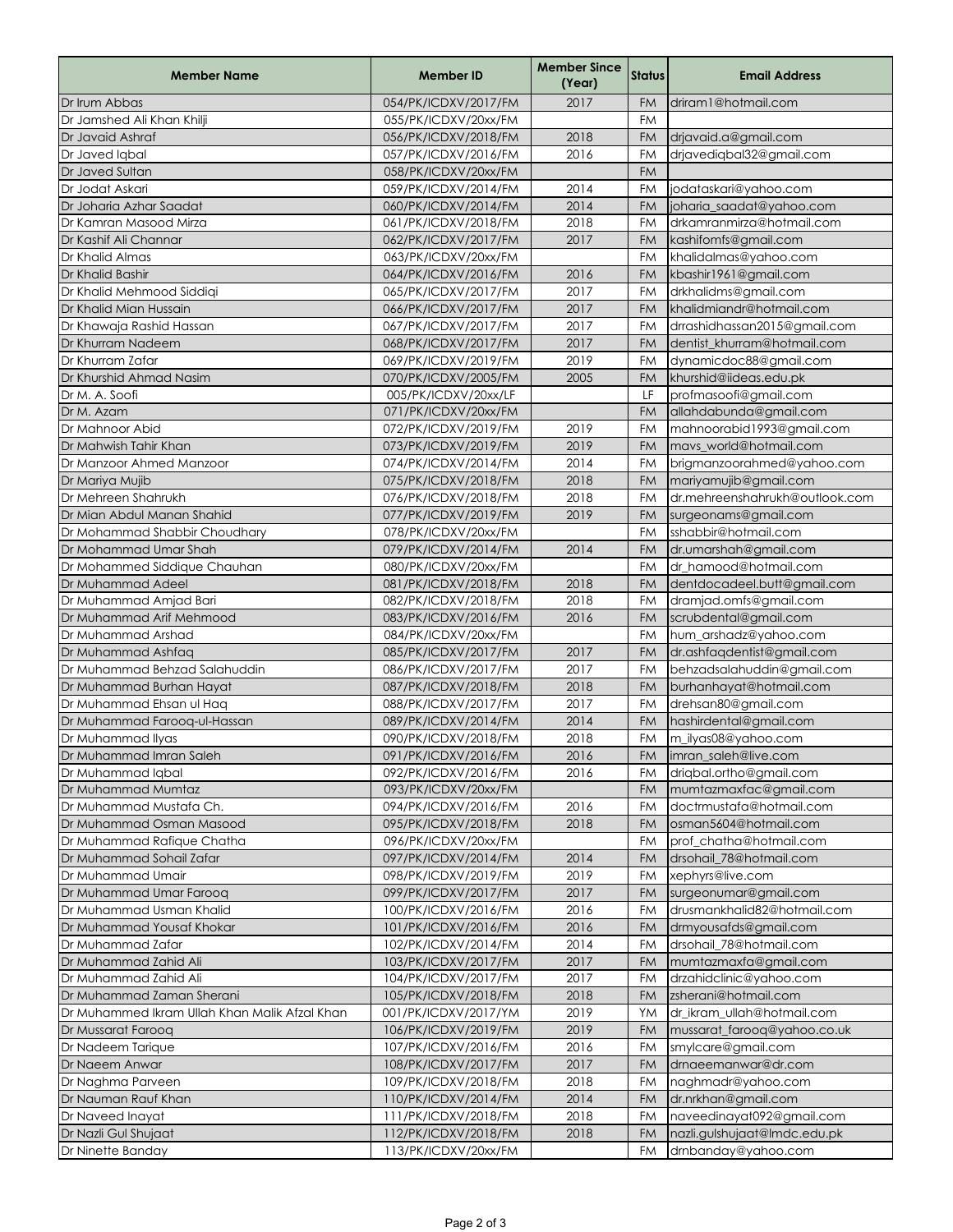| Member Name | Member ID | Member Since (Year) | Status | Email Address |
| --- | --- | --- | --- | --- |
| Dr Irum Abbas | 054/PK/ICDXV/2017/FM | 2017 | FM | driram1@hotmail.com |
| Dr Jamshed Ali Khan Khilji | 055/PK/ICDXV/20xx/FM | | FM | |
| Dr Javaid Ashraf | 056/PK/ICDXV/2018/FM | 2018 | FM | drjavaid.a@gmail.com |
| Dr Javed Iqbal | 057/PK/ICDXV/2016/FM | 2016 | FM | drjavediqbal32@gmail.com |
| Dr Javed Sultan | 058/PK/ICDXV/20xx/FM | | FM | |
| Dr Jodat Askari | 059/PK/ICDXV/2014/FM | 2014 | FM | jodataskari@yahoo.com |
| Dr Joharia Azhar Saadat | 060/PK/ICDXV/2014/FM | 2014 | FM | joharia_saadat@yahoo.com |
| Dr Kamran Masood Mirza | 061/PK/ICDXV/2018/FM | 2018 | FM | drkamranmirza@hotmail.com |
| Dr Kashif Ali Channar | 062/PK/ICDXV/2017/FM | 2017 | FM | kashifomfs@gmail.com |
| Dr Khalid Almas | 063/PK/ICDXV/20xx/FM | | FM | khalidalmas@yahoo.com |
| Dr Khalid Bashir | 064/PK/ICDXV/2016/FM | 2016 | FM | kbashir1961@gmail.com |
| Dr Khalid Mehmood Siddiqi | 065/PK/ICDXV/2017/FM | 2017 | FM | drkhalidms@gmail.com |
| Dr Khalid Mian Hussain | 066/PK/ICDXV/2017/FM | 2017 | FM | khalidmiandr@hotmail.com |
| Dr Khawaja Rashid Hassan | 067/PK/ICDXV/2017/FM | 2017 | FM | drrashidhassan2015@gmail.com |
| Dr Khurram Nadeem | 068/PK/ICDXV/2017/FM | 2017 | FM | dentist_khurram@hotmail.com |
| Dr Khurram Zafar | 069/PK/ICDXV/2019/FM | 2019 | FM | dynamicdoc88@gmail.com |
| Dr Khurshid Ahmad Nasim | 070/PK/ICDXV/2005/FM | 2005 | FM | khurshid@iideas.edu.pk |
| Dr M. A. Soofi | 005/PK/ICDXV/20xx/LF | | LF | profmasoofi@gmail.com |
| Dr M. Azam | 071/PK/ICDXV/20xx/FM | | FM | allahdabunda@gmail.com |
| Dr Mahnoor Abid | 072/PK/ICDXV/2019/FM | 2019 | FM | mahnoorabid1993@gmail.com |
| Dr Mahwish Tahir Khan | 073/PK/ICDXV/2019/FM | 2019 | FM | mavs_world@hotmail.com |
| Dr Manzoor Ahmed Manzoor | 074/PK/ICDXV/2014/FM | 2014 | FM | brigmanzoorahmed@yahoo.com |
| Dr Mariya Mujib | 075/PK/ICDXV/2018/FM | 2018 | FM | mariyamujib@gmail.com |
| Dr Mehreen Shahrukh | 076/PK/ICDXV/2018/FM | 2018 | FM | dr.mehreenshahrukh@outlook.com |
| Dr Mian Abdul Manan Shahid | 077/PK/ICDXV/2019/FM | 2019 | FM | surgeonams@gmail.com |
| Dr Mohammad Shabbir Choudhary | 078/PK/ICDXV/20xx/FM | | FM | sshabbir@hotmail.com |
| Dr Mohammad Umar Shah | 079/PK/ICDXV/2014/FM | 2014 | FM | dr.umarshah@gmail.com |
| Dr Mohammed Siddique Chauhan | 080/PK/ICDXV/20xx/FM | | FM | dr_hamood@hotmail.com |
| Dr Muhammad Adeel | 081/PK/ICDXV/2018/FM | 2018 | FM | dentdocadeel.butt@gmail.com |
| Dr Muhammad Amjad Bari | 082/PK/ICDXV/2018/FM | 2018 | FM | dramjad.omfs@gmail.com |
| Dr Muhammad Arif Mehmood | 083/PK/ICDXV/2016/FM | 2016 | FM | scrubdental@gmail.com |
| Dr Muhammad Arshad | 084/PK/ICDXV/20xx/FM | | FM | hum_arshadz@yahoo.com |
| Dr Muhammad Ashfaq | 085/PK/ICDXV/2017/FM | 2017 | FM | dr.ashfaqdentist@gmail.com |
| Dr Muhammad Behzad Salahuddin | 086/PK/ICDXV/2017/FM | 2017 | FM | behzadsalahuddin@gmail.com |
| Dr Muhammad Burhan Hayat | 087/PK/ICDXV/2018/FM | 2018 | FM | burhanhayat@hotmail.com |
| Dr Muhammad Ehsan ul Haq | 088/PK/ICDXV/2017/FM | 2017 | FM | drehsan80@gmail.com |
| Dr Muhammad Farooq-ul-Hassan | 089/PK/ICDXV/2014/FM | 2014 | FM | hashirdental@gmail.com |
| Dr Muhammad Ilyas | 090/PK/ICDXV/2018/FM | 2018 | FM | m_ilyas08@yahoo.com |
| Dr Muhammad Imran Saleh | 091/PK/ICDXV/2016/FM | 2016 | FM | imran_saleh@live.com |
| Dr Muhammad Iqbal | 092/PK/ICDXV/2016/FM | 2016 | FM | driqbal.ortho@gmail.com |
| Dr Muhammad Mumtaz | 093/PK/ICDXV/20xx/FM | | FM | mumtazmaxfac@gmail.com |
| Dr Muhammad Mustafa Ch. | 094/PK/ICDXV/2016/FM | 2016 | FM | doctrmustafa@hotmail.com |
| Dr Muhammad Osman Masood | 095/PK/ICDXV/2018/FM | 2018 | FM | osman5604@hotmail.com |
| Dr Muhammad Rafique Chatha | 096/PK/ICDXV/20xx/FM | | FM | prof_chatha@hotmail.com |
| Dr Muhammad Sohail Zafar | 097/PK/ICDXV/2014/FM | 2014 | FM | drsohail_78@hotmail.com |
| Dr Muhammad Umair | 098/PK/ICDXV/2019/FM | 2019 | FM | xephyrs@live.com |
| Dr Muhammad Umar Farooq | 099/PK/ICDXV/2017/FM | 2017 | FM | surgeonumar@gmail.com |
| Dr Muhammad Usman Khalid | 100/PK/ICDXV/2016/FM | 2016 | FM | drusmankhalid82@hotmail.com |
| Dr Muhammad Yousaf Khokar | 101/PK/ICDXV/2016/FM | 2016 | FM | drmyousafds@gmail.com |
| Dr Muhammad Zafar | 102/PK/ICDXV/2014/FM | 2014 | FM | drsohail_78@hotmail.com |
| Dr Muhammad Zahid Ali | 103/PK/ICDXV/2017/FM | 2017 | FM | mumtazmaxfa@gmail.com |
| Dr Muhammad Zahid Ali | 104/PK/ICDXV/2017/FM | 2017 | FM | drzahidclinic@yahoo.com |
| Dr Muhammad Zaman Sherani | 105/PK/ICDXV/2018/FM | 2018 | FM | zsherani@hotmail.com |
| Dr Muhammed Ikram Ullah Khan Malik Afzal Khan | 001/PK/ICDXV/2017/YM | 2019 | YM | dr_ikram_ullah@hotmail.com |
| Dr Mussarat Farooq | 106/PK/ICDXV/2019/FM | 2019 | FM | mussarat_farooq@yahoo.co.uk |
| Dr Nadeem Tarique | 107/PK/ICDXV/2016/FM | 2016 | FM | smylcare@gmail.com |
| Dr Naeem Anwar | 108/PK/ICDXV/2017/FM | 2017 | FM | drnaeemanwar@dr.com |
| Dr Naghma Parveen | 109/PK/ICDXV/2018/FM | 2018 | FM | naghmadr@yahoo.com |
| Dr Nauman Rauf Khan | 110/PK/ICDXV/2014/FM | 2014 | FM | dr.nrkhan@gmail.com |
| Dr Naveed Inayat | 111/PK/ICDXV/2018/FM | 2018 | FM | naveedinayat092@gmail.com |
| Dr Nazli Gul Shujaat | 112/PK/ICDXV/2018/FM | 2018 | FM | nazli.gulshujaat@lmdc.edu.pk |
| Dr Ninette Banday | 113/PK/ICDXV/20xx/FM | | FM | drnbanday@yahoo.com |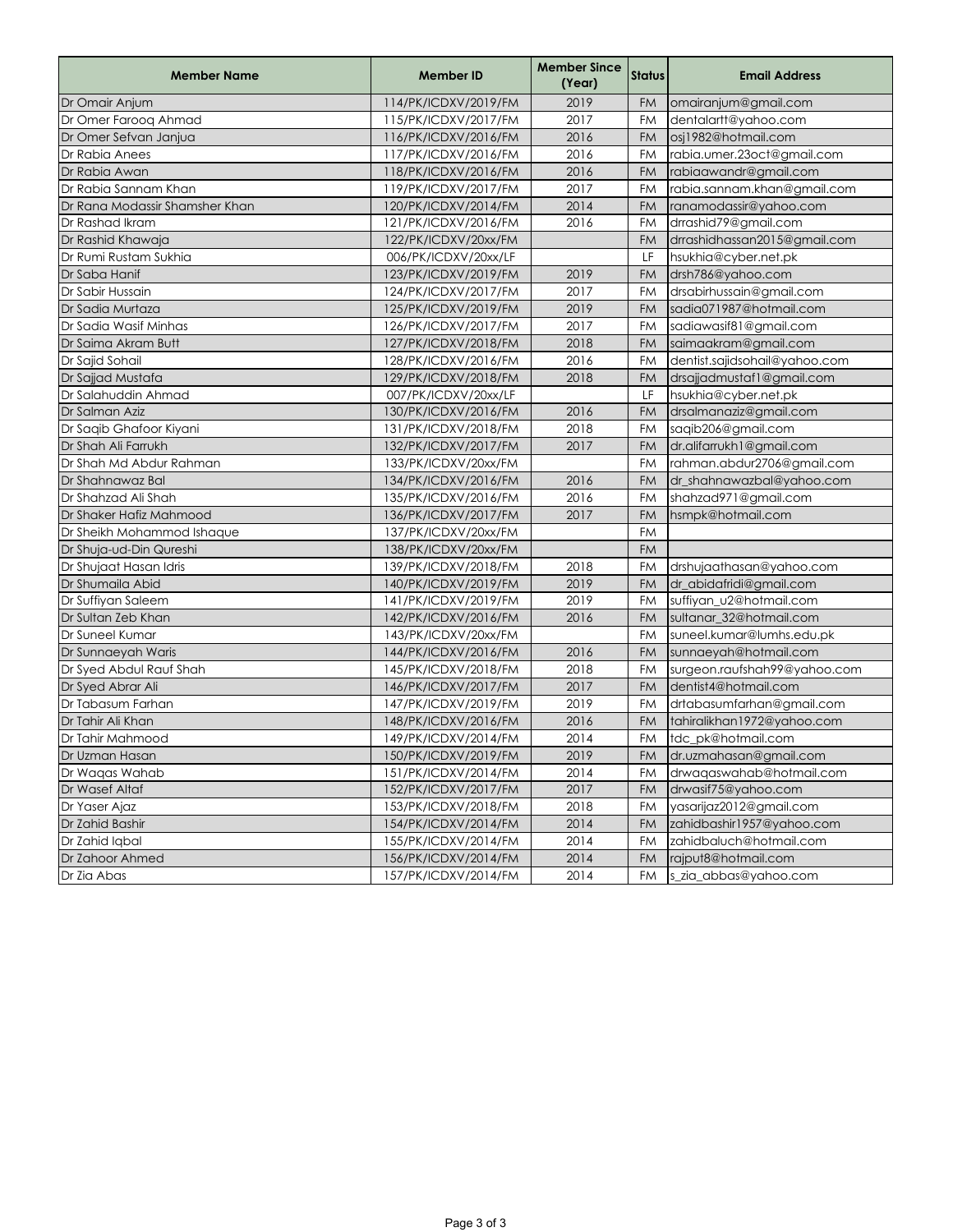| Member Name | Member ID | Member Since (Year) | Status | Email Address |
|---|---|---|---|---|
| Dr Omair Anjum | 114/PK/ICDXV/2019/FM | 2019 | FM | omairanjum@gmail.com |
| Dr Omer Farooq Ahmad | 115/PK/ICDXV/2017/FM | 2017 | FM | dentalartt@yahoo.com |
| Dr Omer Sefvan Janjua | 116/PK/ICDXV/2016/FM | 2016 | FM | osj1982@hotmail.com |
| Dr Rabia Anees | 117/PK/ICDXV/2016/FM | 2016 | FM | rabia.umer.23oct@gmail.com |
| Dr Rabia Awan | 118/PK/ICDXV/2016/FM | 2016 | FM | rabiaawandr@gmail.com |
| Dr Rabia Sannam Khan | 119/PK/ICDXV/2017/FM | 2017 | FM | rabia.sannam.khan@gmail.com |
| Dr Rana Modassir Shamsher Khan | 120/PK/ICDXV/2014/FM | 2014 | FM | ranamodassir@yahoo.com |
| Dr Rashad Ikram | 121/PK/ICDXV/2016/FM | 2016 | FM | drrashid79@gmail.com |
| Dr Rashid Khawaja | 122/PK/ICDXV/20xx/FM | | FM | drrashidhassan2015@gmail.com |
| Dr Rumi Rustam Sukhia | 006/PK/ICDXV/20xx/LF | | LF | hsukhia@cyber.net.pk |
| Dr Saba Hanif | 123/PK/ICDXV/2019/FM | 2019 | FM | drsh786@yahoo.com |
| Dr Sabir Hussain | 124/PK/ICDXV/2017/FM | 2017 | FM | drsabirhussain@gmail.com |
| Dr Sadia Murtaza | 125/PK/ICDXV/2019/FM | 2019 | FM | sadia071987@hotmail.com |
| Dr Sadia Wasif Minhas | 126/PK/ICDXV/2017/FM | 2017 | FM | sadiawasif81@gmail.com |
| Dr Saima Akram Butt | 127/PK/ICDXV/2018/FM | 2018 | FM | saimaakram@gmail.com |
| Dr Sajid Sohail | 128/PK/ICDXV/2016/FM | 2016 | FM | dentist.sajidsohail@yahoo.com |
| Dr Sajjad Mustafa | 129/PK/ICDXV/2018/FM | 2018 | FM | drsajjadmustaf1@gmail.com |
| Dr Salahuddin Ahmad | 007/PK/ICDXV/20xx/LF | | LF | hsukhia@cyber.net.pk |
| Dr Salman Aziz | 130/PK/ICDXV/2016/FM | 2016 | FM | drsalmanaziz@gmail.com |
| Dr Saqib Ghafoor Kiyani | 131/PK/ICDXV/2018/FM | 2018 | FM | saqib206@gmail.com |
| Dr Shah Ali Farrukh | 132/PK/ICDXV/2017/FM | 2017 | FM | dr.alifarrukh1@gmail.com |
| Dr Shah Md Abdur Rahman | 133/PK/ICDXV/20xx/FM | | FM | rahman.abdur2706@gmail.com |
| Dr Shahnawaz Bal | 134/PK/ICDXV/2016/FM | 2016 | FM | dr_shahnawazbal@yahoo.com |
| Dr Shahzad Ali Shah | 135/PK/ICDXV/2016/FM | 2016 | FM | shahzad971@gmail.com |
| Dr Shaker Hafiz Mahmood | 136/PK/ICDXV/2017/FM | 2017 | FM | hsmpk@hotmail.com |
| Dr Sheikh Mohammod Ishaque | 137/PK/ICDXV/20xx/FM | | FM | |
| Dr Shuja-ud-Din Qureshi | 138/PK/ICDXV/20xx/FM | | FM | |
| Dr Shujaat Hasan Idris | 139/PK/ICDXV/2018/FM | 2018 | FM | drshujaathasan@yahoo.com |
| Dr Shumaila Abid | 140/PK/ICDXV/2019/FM | 2019 | FM | dr_abidafridi@gmail.com |
| Dr Suffiyan Saleem | 141/PK/ICDXV/2019/FM | 2019 | FM | suffiyan_u2@hotmail.com |
| Dr Sultan Zeb Khan | 142/PK/ICDXV/2016/FM | 2016 | FM | sultanar_32@hotmail.com |
| Dr Suneel Kumar | 143/PK/ICDXV/20xx/FM | | FM | suneel.kumar@lumhs.edu.pk |
| Dr Sunnaeyah Waris | 144/PK/ICDXV/2016/FM | 2016 | FM | sunnaeyah@hotmail.com |
| Dr Syed Abdul Rauf Shah | 145/PK/ICDXV/2018/FM | 2018 | FM | surgeon.raufshah99@yahoo.com |
| Dr Syed Abrar Ali | 146/PK/ICDXV/2017/FM | 2017 | FM | dentist4@hotmail.com |
| Dr Tabasum Farhan | 147/PK/ICDXV/2019/FM | 2019 | FM | drtabasumfarhan@gmail.com |
| Dr Tahir Ali Khan | 148/PK/ICDXV/2016/FM | 2016 | FM | tahiralikhan1972@yahoo.com |
| Dr Tahir Mahmood | 149/PK/ICDXV/2014/FM | 2014 | FM | tdc_pk@hotmail.com |
| Dr Uzman Hasan | 150/PK/ICDXV/2019/FM | 2019 | FM | dr.uzmahasan@gmail.com |
| Dr Waqas Wahab | 151/PK/ICDXV/2014/FM | 2014 | FM | drwaqaswahab@hotmail.com |
| Dr Wasef Altaf | 152/PK/ICDXV/2017/FM | 2017 | FM | drwasif75@yahoo.com |
| Dr Yaser Ajaz | 153/PK/ICDXV/2018/FM | 2018 | FM | yasarijaz2012@gmail.com |
| Dr Zahid Bashir | 154/PK/ICDXV/2014/FM | 2014 | FM | zahidbashir1957@yahoo.com |
| Dr Zahid Iqbal | 155/PK/ICDXV/2014/FM | 2014 | FM | zahidbaluch@hotmail.com |
| Dr Zahoor Ahmed | 156/PK/ICDXV/2014/FM | 2014 | FM | rajput8@hotmail.com |
| Dr Zia Abas | 157/PK/ICDXV/2014/FM | 2014 | FM | s_zia_abbas@yahoo.com |